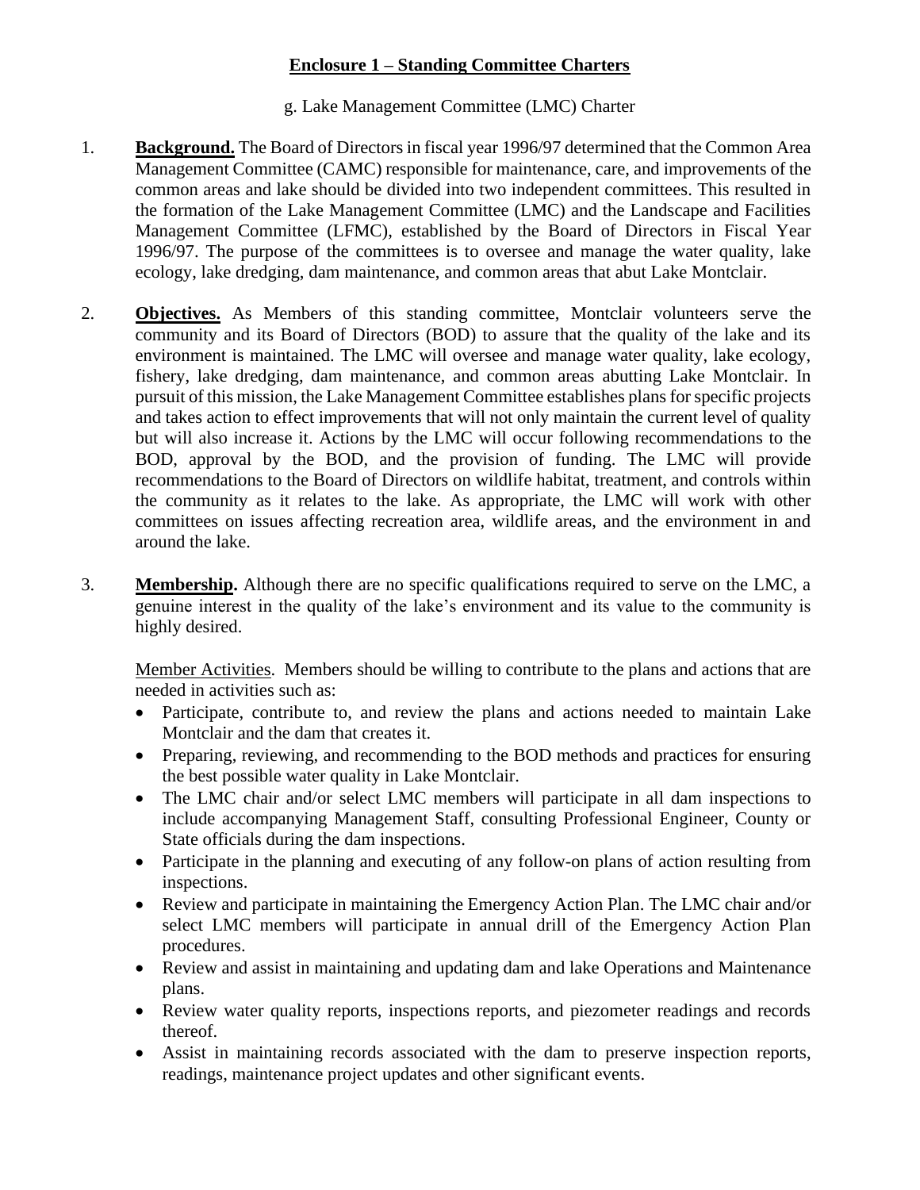## Enclosure 1 – Standing Committee Charters

g. Lake Management Committee (LMC) Charter

1. **Background.** The Board of Directors in fiscal year 1996/97 determined that the Common Area Management Committee (CAMC) responsible for maintenance, care, and improvements of the common areas and lake should be divided into two independent committees. This resulted in the formation of the Lake Management Committee (LMC) and the Landscape and Facilities Management Committee (LFMC), established by the Board of Directors in Fiscal Year 1996/97. The purpose of the committees is to oversee and manage the water quality, lake ecology, lake dredging, dam maintenance, and common areas that abut Lake Montclair.

2. **Objectives.** As Members of this standing committee, Montclair volunteers serve the community and its Board of Directors (BOD) to assure that the quality of the lake and its environment is maintained. The LMC will oversee and manage water quality, lake ecology, fishery, lake dredging, dam maintenance, and common areas abutting Lake Montclair. In pursuit of this mission, the Lake Management Committee establishes plans for specific projects and takes action to effect improvements that will not only maintain the current level of quality but will also increase it. Actions by the LMC will occur following recommendations to the BOD, approval by the BOD, and the provision of funding. The LMC will provide recommendations to the Board of Directors on wildlife habitat, treatment, and controls within the community as it relates to the lake. As appropriate, the LMC will work with other committees on issues affecting recreation area, wildlife areas, and the environment in and around the lake.

3. **Membership.** Although there are no specific qualifications required to serve on the LMC, a genuine interest in the quality of the lake's environment and its value to the community is highly desired.

   Member Activities. Members should be willing to contribute to the plans and actions that are needed in activities such as:

   - Participate, contribute to, and review the plans and actions needed to maintain Lake Montclair and the dam that creates it.
   - Preparing, reviewing, and recommending to the BOD methods and practices for ensuring the best possible water quality in Lake Montclair.
   - The LMC chair and/or select LMC members will participate in all dam inspections to include accompanying Management Staff, consulting Professional Engineer, County or State officials during the dam inspections.
   - Participate in the planning and executing of any follow-on plans of action resulting from inspections.
   - Review and participate in maintaining the Emergency Action Plan. The LMC chair and/or select LMC members will participate in annual drill of the Emergency Action Plan procedures.
   - Review and assist in maintaining and updating dam and lake Operations and Maintenance plans.
   - Review water quality reports, inspections reports, and piezometer readings and records thereof.
   - Assist in maintaining records associated with the dam to preserve inspection reports, readings, maintenance project updates and other significant events.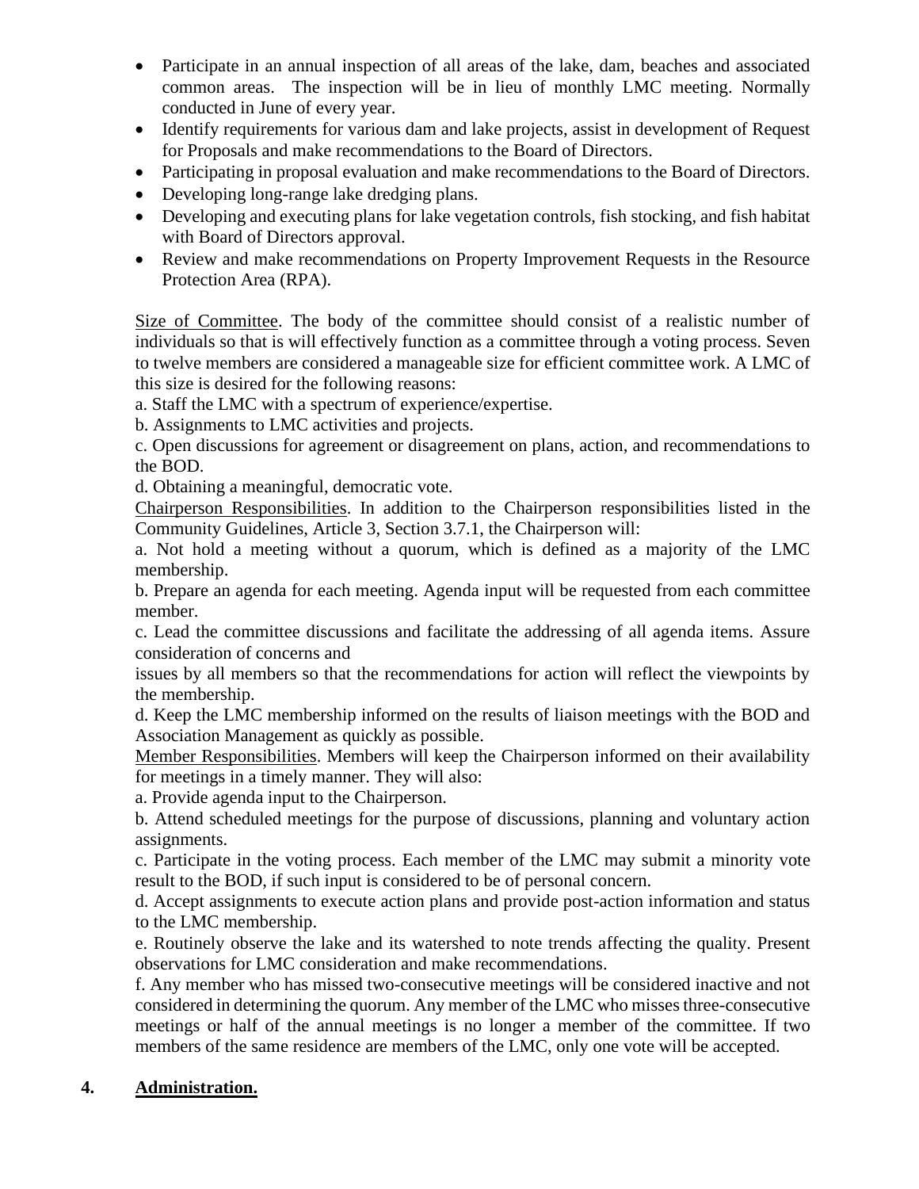- Participate in an annual inspection of all areas of the lake, dam, beaches and associated common areas. The inspection will be in lieu of monthly LMC meeting. Normally conducted in June of every year.
- Identify requirements for various dam and lake projects, assist in development of Request for Proposals and make recommendations to the Board of Directors.
- Participating in proposal evaluation and make recommendations to the Board of Directors.
- Developing long-range lake dredging plans.
- Developing and executing plans for lake vegetation controls, fish stocking, and fish habitat with Board of Directors approval.
- Review and make recommendations on Property Improvement Requests in the Resource Protection Area (RPA).

<u>Size of Committee</u>. The body of the committee should consist of a realistic number of individuals so that is will effectively function as a committee through a voting process. Seven to twelve members are considered a manageable size for efficient committee work. A LMC of this size is desired for the following reasons:

a. Staff the LMC with a spectrum of experience/expertise.

b. Assignments to LMC activities and projects.

c. Open discussions for agreement or disagreement on plans, action, and recommendations to the BOD.

d. Obtaining a meaningful, democratic vote.

<u>Chairperson Responsibilities</u>. In addition to the Chairperson responsibilities listed in the Community Guidelines, Article 3, Section 3.7.1, the Chairperson will:

a. Not hold a meeting without a quorum, which is defined as a majority of the LMC membership.

b. Prepare an agenda for each meeting. Agenda input will be requested from each committee member.

c. Lead the committee discussions and facilitate the addressing of all agenda items. Assure consideration of concerns and

issues by all members so that the recommendations for action will reflect the viewpoints by the membership.

d. Keep the LMC membership informed on the results of liaison meetings with the BOD and Association Management as quickly as possible.

<u>Member Responsibilities</u>. Members will keep the Chairperson informed on their availability for meetings in a timely manner. They will also:

a. Provide agenda input to the Chairperson.

b. Attend scheduled meetings for the purpose of discussions, planning and voluntary action assignments.

c. Participate in the voting process. Each member of the LMC may submit a minority vote result to the BOD, if such input is considered to be of personal concern.

d. Accept assignments to execute action plans and provide post-action information and status to the LMC membership.

e. Routinely observe the lake and its watershed to note trends affecting the quality. Present observations for LMC consideration and make recommendations.

f. Any member who has missed two-consecutive meetings will be considered inactive and not considered in determining the quorum. Any member of the LMC who misses three-consecutive meetings or half of the annual meetings is no longer a member of the committee. If two members of the same residence are members of the LMC, only one vote will be accepted.

## 4. <u>Administration.</u>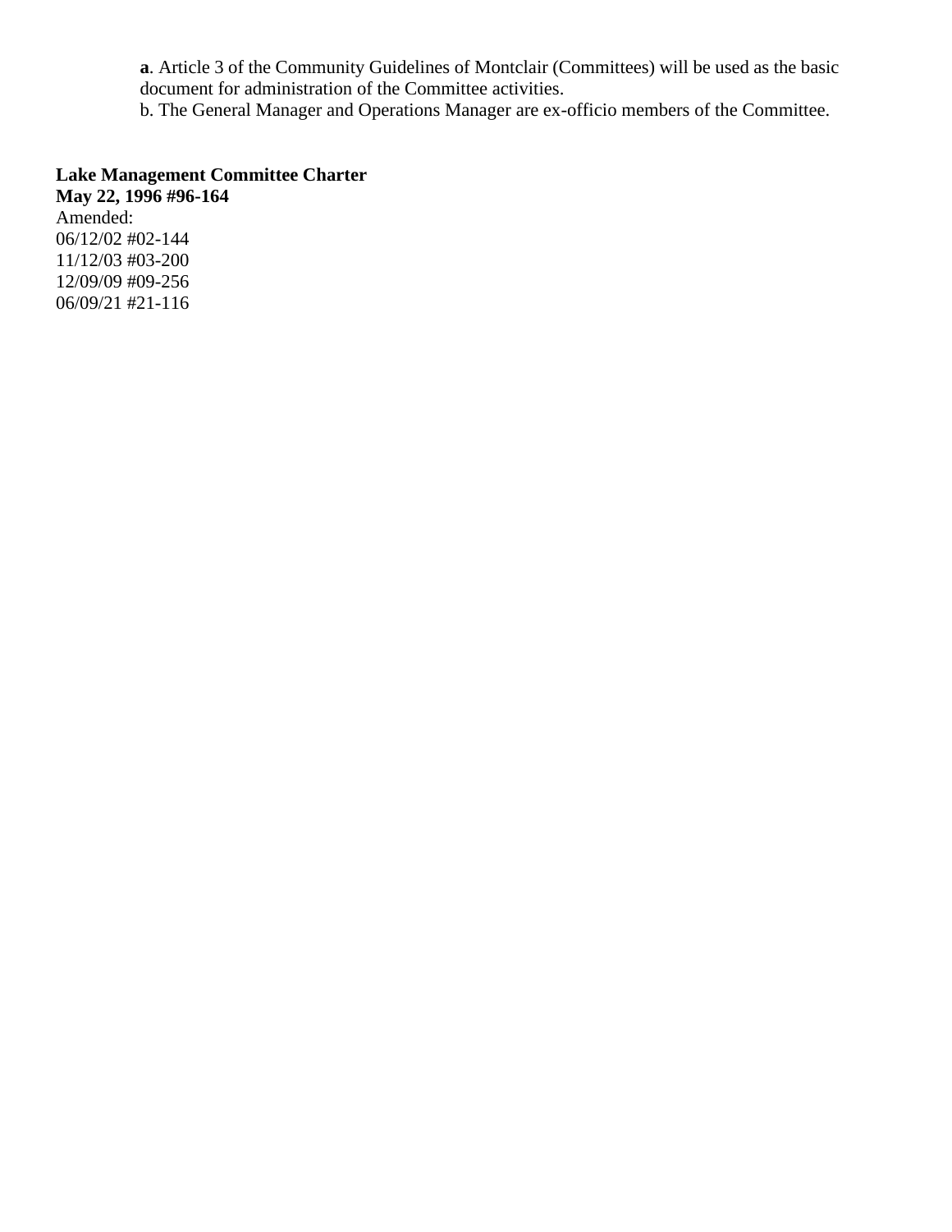**a**. Article 3 of the Community Guidelines of Montclair (Committees) will be used as the basic document for administration of the Committee activities.

b. The General Manager and Operations Manager are ex-officio members of the Committee.

**Lake Management Committee Charter**
**May 22, 1996 #96-164**
Amended:
06/12/02 #02-144
11/12/03 #03-200
12/09/09 #09-256
06/09/21 #21-116